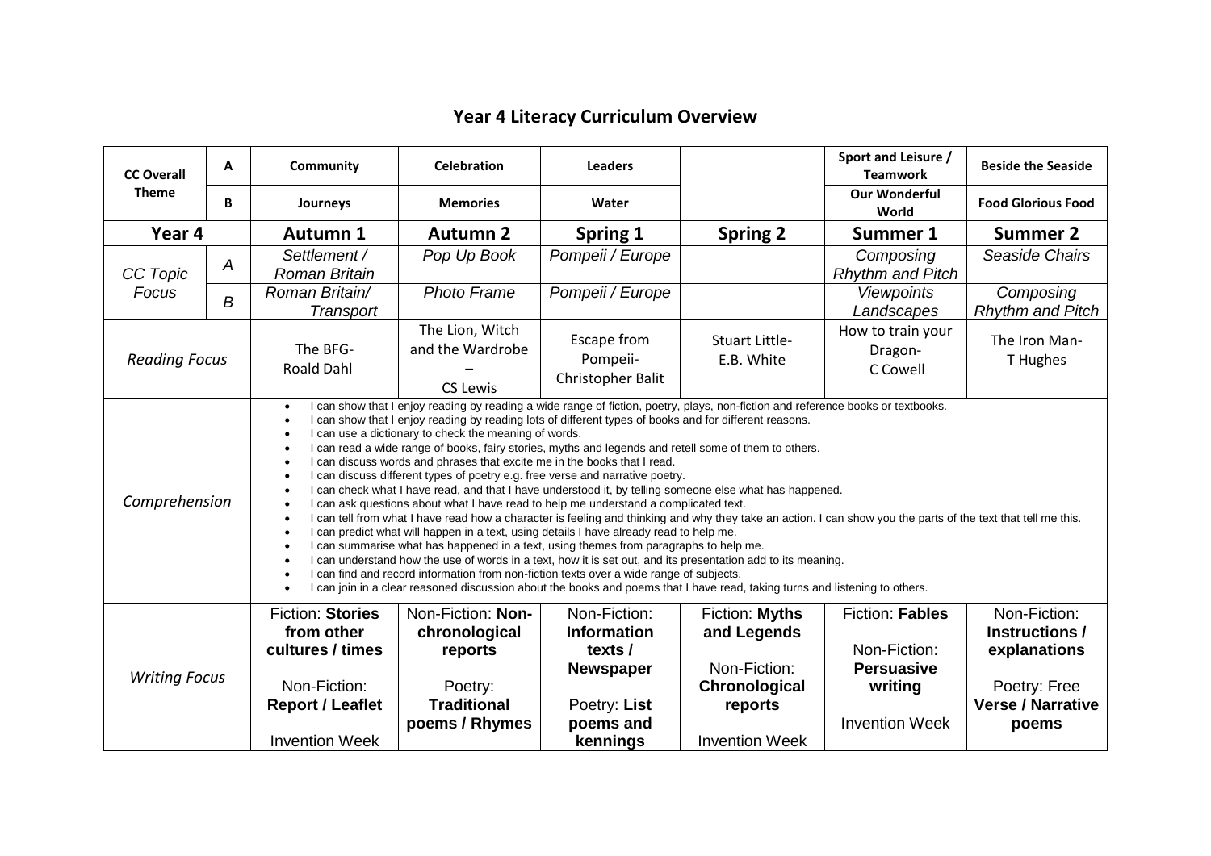# Year 4 Literacy Curriculum Overview

| CC Overall Theme | | Autumn 1 | Autumn 2 | Spring 1 | Spring 2 | Summer 1 | Summer 2 |
|---|---|---|---|---|---|---|---|
| CC Overall Theme | A | **Community** | **Celebration** | **Leaders** | | **Sport and Leisure / Teamwork** | **Beside the Seaside** |
| | B | **Journeys** | **Memories** | **Water** | | **Our Wonderful World** | **Food Glorious Food** |
| **Year 4** | | **Autumn 1** | **Autumn 2** | **Spring 1** | **Spring 2** | **Summer 1** | **Summer 2** |
| *CC Topic Focus* | *A* | *Settlement / Roman Britain* | *Pop Up Book* | *Pompeii / Europe* | | *Composing Rhythm and Pitch* | *Seaside Chairs* |
| | *B* | *Roman Britain/ Transport* | *Photo Frame* | *Pompeii / Europe* | | *Viewpoints Landscapes* | *Composing Rhythm and Pitch* |
| *Reading Focus* | | The BFG- Roald Dahl | The Lion, Witch and the Wardrobe – CS Lewis | Escape from Pompeii- Christopher Balit | Stuart Little- E.B. White | How to train your Dragon- C Cowell | The Iron Man- T Hughes |
| *Comprehension* | | • I can show that I enjoy reading by reading a wide range of fiction, poetry, plays, non-fiction and reference books or textbooks.<br>• I can show that I enjoy reading by reading lots of different types of books and for different reasons.<br>• I can use a dictionary to check the meaning of words.<br>• I can read a wide range of books, fairy stories, myths and legends and retell some of them to others.<br>• I can discuss words and phrases that excite me in the books that I read.<br>• I can discuss different types of poetry e.g. free verse and narrative poetry.<br>• I can check what I have read, and that I have understood it, by telling someone else what has happened.<br>• I can ask questions about what I have read to help me understand a complicated text.<br>• I can tell from what I have read how a character is feeling and thinking and why they take an action. I can show you the parts of the text that tell me this.<br>• I can predict what will happen in a text, using details I have already read to help me.<br>• I can summarise what has happened in a text, using themes from paragraphs to help me.<br>• I can understand how the use of words in a text, how it is set out, and its presentation add to its meaning.<br>• I can find and record information from non-fiction texts over a wide range of subjects.<br>• I can join in a clear reasoned discussion about the books and poems that I have read, taking turns and listening to others. | | | | | |
| *Writing Focus* | | Fiction: **Stories from other cultures / times**<br><br>Non-Fiction: **Report / Leaflet**<br><br>Invention Week | Non-Fiction: **Non-chronological reports**<br><br>Poetry: **Traditional poems / Rhymes** | Non-Fiction: **Information texts / Newspaper**<br><br>Poetry: **List poems and kennings** | Fiction: **Myths and Legends**<br><br>Non-Fiction: **Chronological reports**<br><br>Invention Week | Fiction: **Fables**<br><br>Non-Fiction: **Persuasive writing**<br><br>Invention Week | Non-Fiction: **Instructions / explanations**<br><br>Poetry: Free **Verse / Narrative poems** |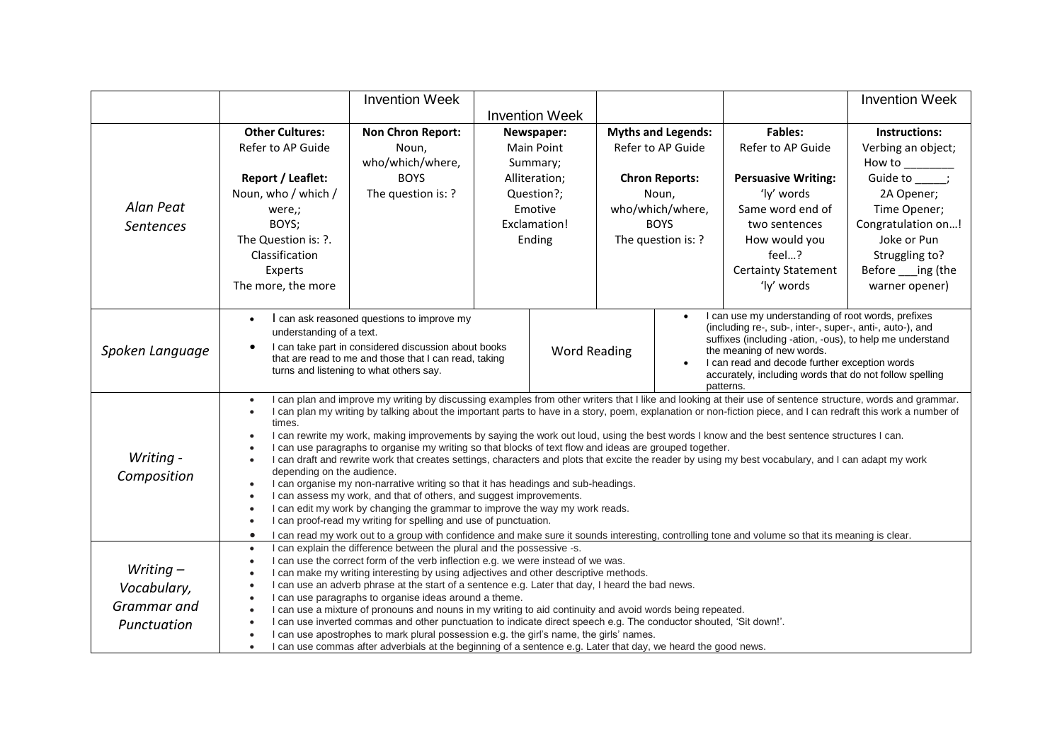| | | Invention Week | Invention Week | | | Invention Week |
|---|---|---|---|---|---|---|
| *Alan Peat Sentences* | **Other Cultures:** Refer to AP Guide<br><br>**Report / Leaflet:** Noun, who / which / were,; BOYS; The Question is: ?. Classification Experts The more, the more | **Non Chron Report:** Noun, who/which/where, BOYS The question is: ? | **Newspaper:** Main Point Summary; Alliteration; Question?; Emotive Exclamation! Ending | **Myths and Legends:** Refer to AP Guide<br><br>**Chron Reports:** Noun, who/which/where, BOYS The question is: ? | **Fables:** Refer to AP Guide<br><br>**Persuasive Writing:** 'ly' words Same word end of two sentences How would you feel…? Certainty Statement 'ly' words | **Instructions:** Verbing an object; How to ________ Guide to _____; 2A Opener; Time Opener; Congratulation on…! Joke or Pun Struggling to? Before ___ing (the warner opener) |
| *Spoken Language* | • I can ask reasoned questions to improve my understanding of a text.<br>• I can take part in considered discussion about books that are read to me and those that I can read, taking turns and listening to what others say. | | Word Reading | • I can use my understanding of root words, prefixes (including re-, sub-, inter-, super-, anti-, auto-), and suffixes (including -ation, -ous), to help me understand the meaning of new words.<br>• I can read and decode further exception words accurately, including words that do not follow spelling patterns. | | |
| *Writing - Composition* | • I can plan and improve my writing by discussing examples from other writers that I like and looking at their use of sentence structure, words and grammar.<br>• I can plan my writing by talking about the important parts to have in a story, poem, explanation or non-fiction piece, and I can redraft this work a number of times.<br>• I can rewrite my work, making improvements by saying the work out loud, using the best words I know and the best sentence structures I can.<br>• I can use paragraphs to organise my writing so that blocks of text flow and ideas are grouped together.<br>• I can draft and rewrite work that creates settings, characters and plots that excite the reader by using my best vocabulary, and I can adapt my work depending on the audience.<br>• I can organise my non-narrative writing so that it has headings and sub-headings.<br>• I can assess my work, and that of others, and suggest improvements.<br>• I can edit my work by changing the grammar to improve the way my work reads.<br>• I can proof-read my writing for spelling and use of punctuation.<br>• I can read my work out to a group with confidence and make sure it sounds interesting, controlling tone and volume so that its meaning is clear. | | | | | |
| *Writing – Vocabulary, Grammar and Punctuation* | • I can explain the difference between the plural and the possessive -s.<br>• I can use the correct form of the verb inflection e.g. we were instead of we was.<br>• I can make my writing interesting by using adjectives and other descriptive methods.<br>• I can use an adverb phrase at the start of a sentence e.g. Later that day, I heard the bad news.<br>• I can use paragraphs to organise ideas around a theme.<br>• I can use a mixture of pronouns and nouns in my writing to aid continuity and avoid words being repeated.<br>• I can use inverted commas and other punctuation to indicate direct speech e.g. The conductor shouted, 'Sit down!'.<br>• I can use apostrophes to mark plural possession e.g. the girl's name, the girls' names.<br>• I can use commas after adverbials at the beginning of a sentence e.g. Later that day, we heard the good news. | | | | | |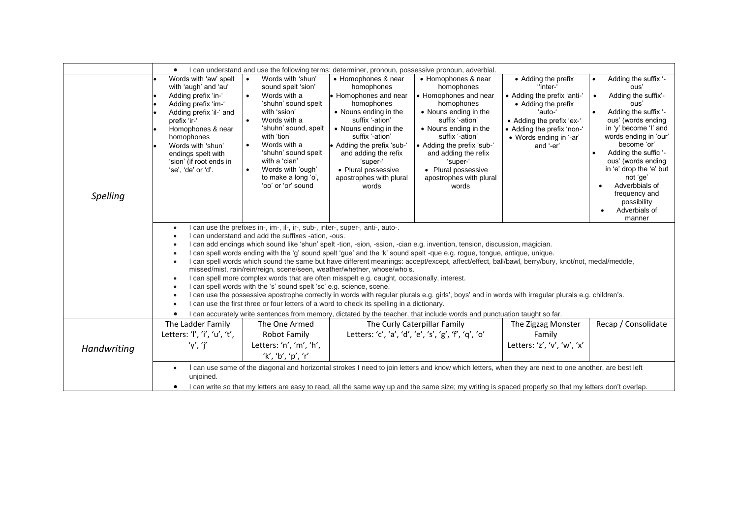| | | | | | | |
|---|---|---|---|---|---|---|
| | • I can understand and use the following terms: determiner, pronoun, possessive pronoun, adverbial. | | | | | |
| *Spelling* | • Words with 'aw' spelt with 'augh' and 'au'<br>• Adding prefix 'in-'<br>• Adding prefix 'im-'<br>• Adding prefix 'il-' and prefix 'ir-'<br>• Homophones & near homophones<br>• Words with 'shun' endings spelt with 'sion' (if root ends in 'se', 'de' or 'd'. | • Words with 'shun' sound spelt 'sion'<br>• Words with a 'shuhn' sound spelt with 'ssion'<br>• Words with a 'shuhn' sound, spelt with 'tion'<br>• Words with a 'shuhn' sound spelt with a 'cian'<br>• Words with 'ough' to make a long 'o', 'oo' or 'or' sound | • Homophones & near homophones<br>• Homophones and near homophones<br>• Nouns ending in the suffix '-ation'<br>• Nouns ending in the suffix '-ation'<br>• Adding the prefix 'sub-' and adding the refix 'super-'<br>• Plural possessive apostrophes with plural words | • Homophones & near homophones<br>• Homophones and near homophones<br>• Nouns ending in the suffix '-ation'<br>• Nouns ending in the suffix '-ation'<br>• Adding the prefix 'sub-' and adding the refix 'super-'<br>• Plural possessive apostrophes with plural words | • Adding the prefix "inter-'<br>• Adding the prefix 'anti-'<br>• Adding the prefix 'auto-'<br>• Adding the prefix 'ex-'<br>• Adding the prefix 'non-'<br>• Words ending in '-ar' and '-er' | • Adding the suffix '-ous'<br>• Adding the suffix'-ous'<br>• Adding the suffix '-ous' (words ending in 'y' become 'I' and words ending in 'our' become 'or'<br>• Adding the suffic '-ous' (words ending in 'e' drop the 'e' but not 'ge'<br>• Adverbbials of frequency and possibility<br>• Adverbials of manner |
| | • I can use the prefixes in-, im-, il-, ir-, sub-, inter-, super-, anti-, auto-.<br>• I can understand and add the suffixes -ation, -ous.<br>• I can add endings which sound like 'shun' spelt -tion, -sion, -ssion, -cian e.g. invention, tension, discussion, magician.<br>• I can spell words ending with the 'g' sound spelt 'gue' and the 'k' sound spelt -que e.g. rogue, tongue, antique, unique.<br>• I can spell words which sound the same but have different meanings: accept/except, affect/effect, ball/bawl, berry/bury, knot/not, medal/meddle, missed/mist, rain/rein/reign, scene/seen, weather/whether, whose/who's.<br>• I can spell more complex words that are often misspelt e.g. caught, occasionally, interest.<br>• I can spell words with the 's' sound spelt 'sc' e.g. science, scene.<br>• I can use the possessive apostrophe correctly in words with regular plurals e.g. girls', boys' and in words with irregular plurals e.g. children's.<br>• I can use the first three or four letters of a word to check its spelling in a dictionary.<br>• I can accurately write sentences from memory, dictated by the teacher, that include words and punctuation taught so far. | | | | | |
| *Handwriting* | The Ladder Family<br>Letters: 'l', 'i', 'u', 't', 'y', 'j' | The One Armed Robot Family<br>Letters: 'n', 'm', 'h', 'k', 'b', 'p', 'r' | The Curly Caterpillar Family<br>Letters: 'c', 'a', 'd', 'e', 's', 'g', 'f', 'q', 'o' | | The Zigzag Monster Family<br>Letters: 'z', 'v', 'w', 'x' | Recap / Consolidate |
| | • I can use some of the diagonal and horizontal strokes I need to join letters and know which letters, when they are next to one another, are best left unjoined.<br>• I can write so that my letters are easy to read, all the same way up and the same size; my writing is spaced properly so that my letters don't overlap. | | | | | |